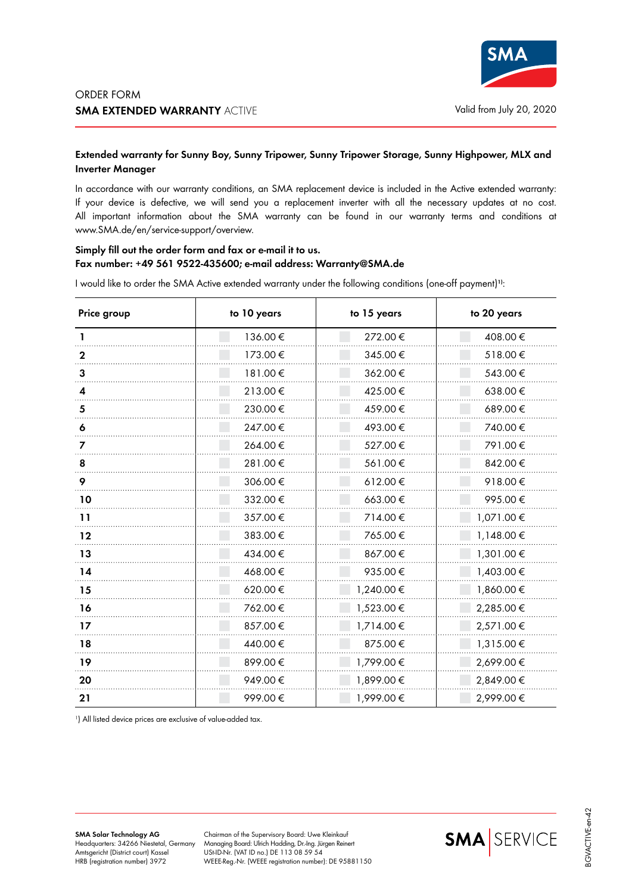ORDER FORM

# SMA EXTENDED WARRANTY ACTIVE

Valid from July 20, 2020

**Extended warranty for Sunny Boy, Sunny Tripower, Sunny Tripower Storage, Sunny Highpower, MLX and Inverter Manager**

In accordance with our warranty conditions, an SMA replacement device is included in the Active extended warranty: If your device is defective, we will send you a replacement inverter with all the necessary updates at no cost. All important information about the SMA warranty can be found in our warranty terms and conditions at www.SMA.de/en/service-support/overview.

**Simply fill out the order form and fax or e-mail it to us.**
**Fax number: +49 561 9522-435600; e-mail address: Warranty@SMA.de**

I would like to order the SMA Active extended warranty under the following conditions (one-off payment)[1]:

| Price group | to 10 years | to 15 years | to 20 years |
|---|---|---|---|
| 1 | 136.00 € | 272.00 € | 408.00 € |
| 2 | 173.00 € | 345.00 € | 518.00 € |
| 3 | 181.00 € | 362.00 € | 543.00 € |
| 4 | 213.00 € | 425.00 € | 638.00 € |
| 5 | 230.00 € | 459.00 € | 689.00 € |
| 6 | 247.00 € | 493.00 € | 740.00 € |
| 7 | 264.00 € | 527.00 € | 791.00 € |
| 8 | 281.00 € | 561.00 € | 842.00 € |
| 9 | 306.00 € | 612.00 € | 918.00 € |
| 10 | 332.00 € | 663.00 € | 995.00 € |
| 11 | 357.00 € | 714.00 € | 1,071.00 € |
| 12 | 383.00 € | 765.00 € | 1,148.00 € |
| 13 | 434.00 € | 867.00 € | 1,301.00 € |
| 14 | 468.00 € | 935.00 € | 1,403.00 € |
| 15 | 620.00 € | 1,240.00 € | 1,860.00 € |
| 16 | 762.00 € | 1,523.00 € | 2,285.00 € |
| 17 | 857.00 € | 1,714.00 € | 2,571.00 € |
| 18 | 440.00 € | 875.00 € | 1,315.00 € |
| 19 | 899.00 € | 1,799.00 € | 2,699.00 € |
| 20 | 949.00 € | 1,899.00 € | 2,849.00 € |
| 21 | 999.00 € | 1,999.00 € | 2,999.00 € |

[1]) All listed device prices are exclusive of value-added tax.

**SMA Solar Technology AG**
Headquarters: 34266 Niestetal, Germany
Amtsgericht (District court) Kassel
HRB (registration number) 3972

Chairman of the Supervisory Board: Uwe Kleinkauf
Managing Board: Ulrich Hadding, Dr.-Ing. Jürgen Reinert
USt-ID-Nr. (VAT ID no.) DE 113 08 59 54
WEEE-Reg.-Nr. (WEEE registration number): DE 95881150

SMA SERVICE

BGVACTIVE-en-42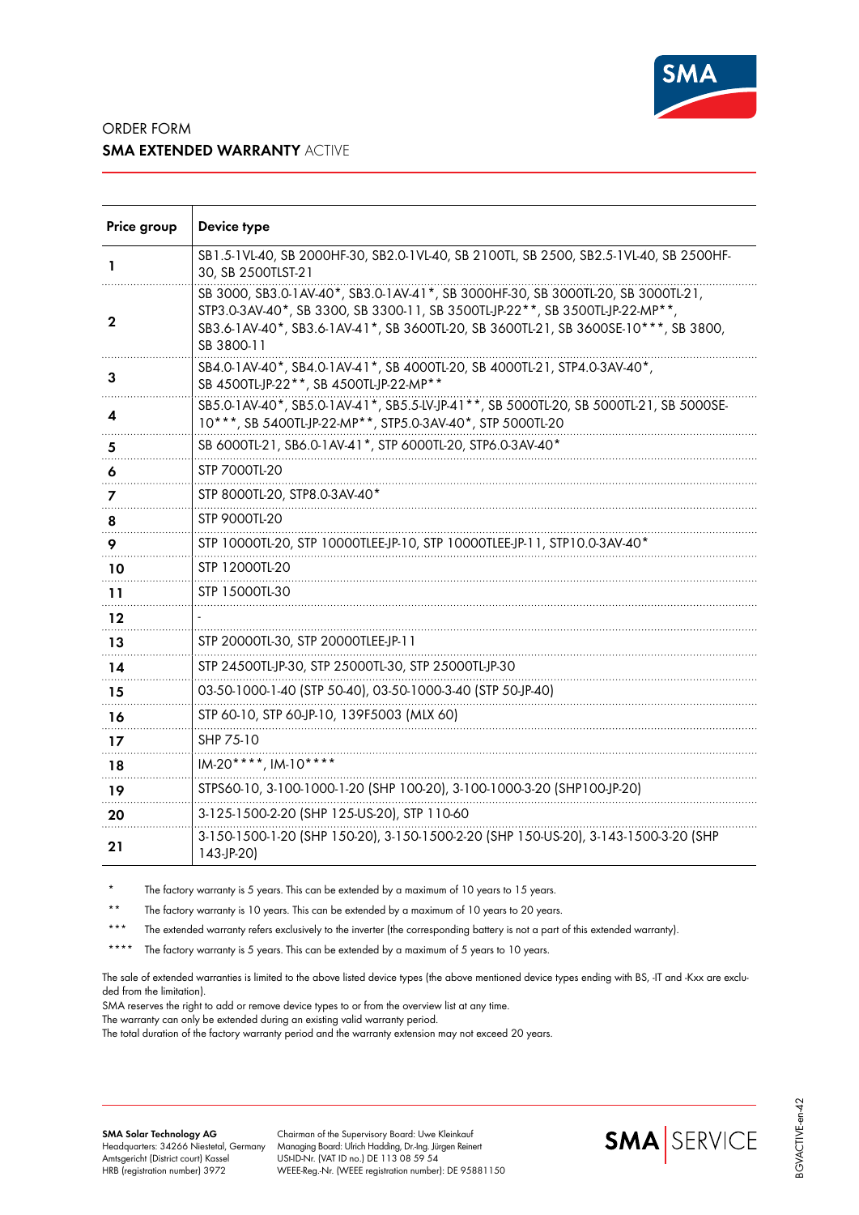ORDER FORM

**SMA EXTENDED WARRANTY** ACTIVE

| Price group | Device type |
|---|---|
| 1 | SB1.5-1VL-40, SB 2000HF-30, SB2.0-1VL-40, SB 2100TL, SB 2500, SB2.5-1VL-40, SB 2500HF-30, SB 2500TLST-21 |
| 2 | SB 3000, SB3.0-1AV-40*, SB3.0-1AV-41*, SB 3000HF-30, SB 3000TL-20, SB 3000TL-21, STP3.0-3AV-40*, SB 3300, SB 3300-11, SB 3500TL-JP-22**, SB 3500TL-JP-22-MP**, SB3.6-1AV-40*, SB3.6-1AV-41*, SB 3600TL-20, SB 3600TL-21, SB 3600SE-10***, SB 3800, SB 3800-11 |
| 3 | SB4.0-1AV-40*, SB4.0-1AV-41*, SB 4000TL-20, SB 4000TL-21, STP4.0-3AV-40*, SB 4500TL-JP-22**, SB 4500TL-JP-22-MP** |
| 4 | SB5.0-1AV-40*, SB5.0-1AV-41*, SB5.5-LV-JP-41**, SB 5000TL-20, SB 5000TL-21, SB 5000SE-10***, SB 5400TL-JP-22-MP**, STP5.0-3AV-40*, STP 5000TL-20 |
| 5 | SB 6000TL-21, SB6.0-1AV-41*, STP 6000TL-20, STP6.0-3AV-40* |
| 6 | STP 7000TL-20 |
| 7 | STP 8000TL-20, STP8.0-3AV-40* |
| 8 | STP 9000TL-20 |
| 9 | STP 10000TL-20, STP 10000TLEE-JP-10, STP 10000TLEE-JP-11, STP10.0-3AV-40* |
| 10 | STP 12000TL-20 |
| 11 | STP 15000TL-30 |
| 12 | - |
| 13 | STP 20000TL-30, STP 20000TLEE-JP-11 |
| 14 | STP 24500TL-JP-30, STP 25000TL-30, STP 25000TL-JP-30 |
| 15 | 03-50-1000-1-40 (STP 50-40), 03-50-1000-3-40 (STP 50-JP-40) |
| 16 | STP 60-10, STP 60-JP-10, 139F5003 (MLX 60) |
| 17 | SHP 75-10 |
| 18 | IM-20****, IM-10**** |
| 19 | STPS60-10, 3-100-1000-1-20 (SHP 100-20), 3-100-1000-3-20 (SHP100-JP-20) |
| 20 | 3-125-1500-2-20 (SHP 125-US-20), STP 110-60 |
| 21 | 3-150-1500-1-20 (SHP 150-20), 3-150-1500-2-20 (SHP 150-US-20), 3-143-1500-3-20 (SHP 143-JP-20) |

\* The factory warranty is 5 years. This can be extended by a maximum of 10 years to 15 years.

\*\* The factory warranty is 10 years. This can be extended by a maximum of 10 years to 20 years.

\*\*\* The extended warranty refers exclusively to the inverter (the corresponding battery is not a part of this extended warranty).

\*\*\*\* The factory warranty is 5 years. This can be extended by a maximum of 5 years to 10 years.

The sale of extended warranties is limited to the above listed device types (the above mentioned device types ending with BS, -IT and -Kxx are excluded from the limitation).
SMA reserves the right to add or remove device types to or from the overview list at any time.
The warranty can only be extended during an existing valid warranty period.
The total duration of the factory warranty period and the warranty extension may not exceed 20 years.

**SMA Solar Technology AG**
Headquarters: 34266 Niestetal, Germany
Amtsgericht (District court) Kassel
HRB (registration number) 3972

Chairman of the Supervisory Board: Uwe Kleinkauf
Managing Board: Ulrich Hadding, Dr.-Ing. Jürgen Reinert
USt-ID-Nr. (VAT ID no.) DE 113 08 59 54
WEEE-Reg.-Nr. (WEEE registration number): DE 95881150

BGVACTIVE-en-42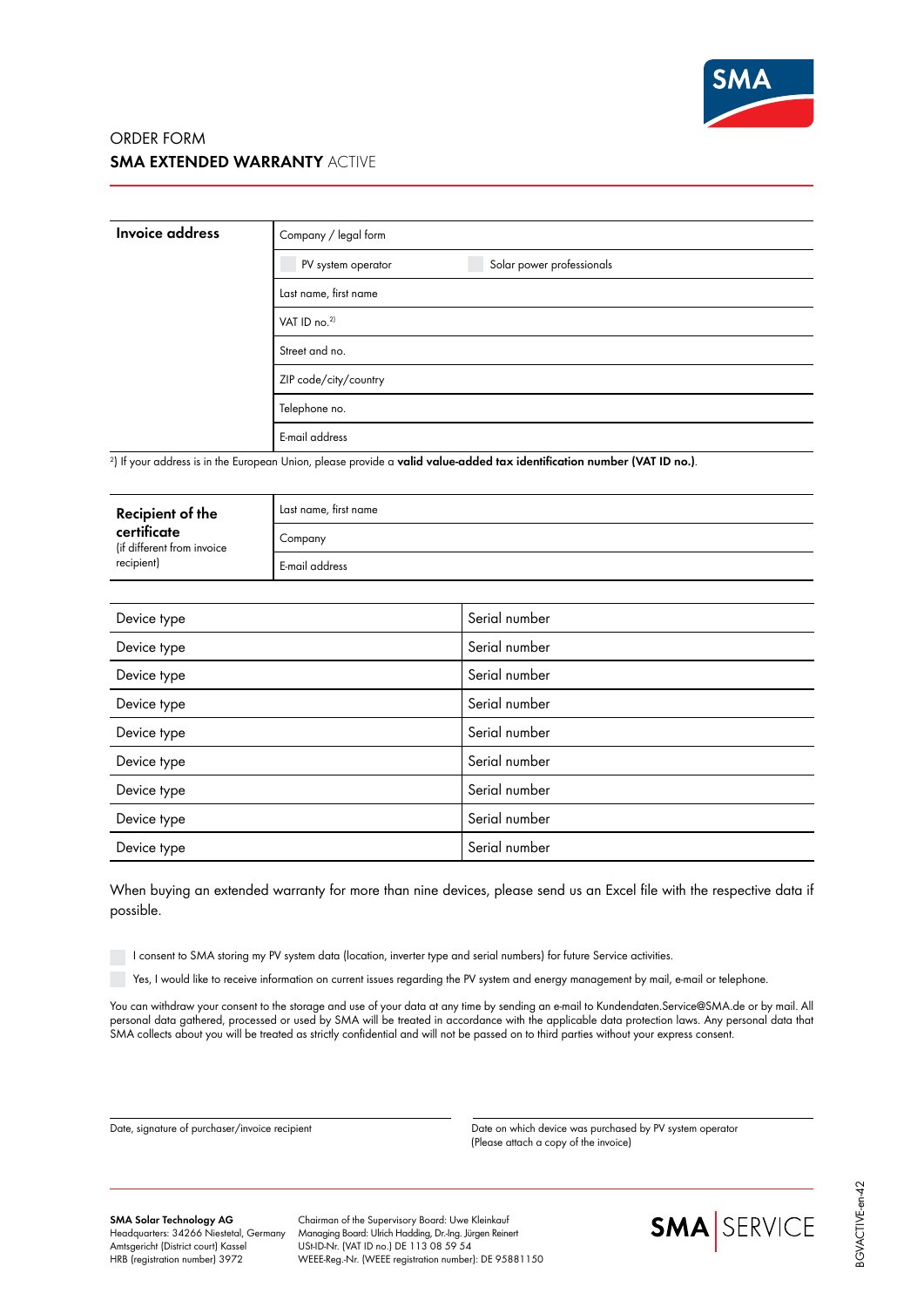ORDER FORM

# SMA EXTENDED WARRANTY ACTIVE

| | |
|---|---|
| **Invoice address** | Company / legal form |
| | ☐ PV system operator ☐ Solar power professionals |
| | Last name, first name |
| | VAT ID no.[2)] |
| | Street and no. |
| | ZIP code/city/country |
| | Telephone no. |
| | E-mail address |

[2)] If your address is in the European Union, please provide a **valid value-added tax identification number (VAT ID no.)**.

| | |
|---|---|
| **Recipient of the certificate** (if different from invoice recipient) | Last name, first name |
| | Company |
| | E-mail address |

| | |
|---|---|
| Device type | Serial number |
| Device type | Serial number |
| Device type | Serial number |
| Device type | Serial number |
| Device type | Serial number |
| Device type | Serial number |
| Device type | Serial number |
| Device type | Serial number |
| Device type | Serial number |

When buying an extended warranty for more than nine devices, please send us an Excel file with the respective data if possible.

☐ I consent to SMA storing my PV system data (location, inverter type and serial numbers) for future Service activities.

☐ Yes, I would like to receive information on current issues regarding the PV system and energy management by mail, e-mail or telephone.

You can withdraw your consent to the storage and use of your data at any time by sending an e-mail to Kundendaten.Service@SMA.de or by mail. All personal data gathered, processed or used by SMA will be treated in accordance with the applicable data protection laws. Any personal data that SMA collects about you will be treated as strictly confidential and will not be passed on to third parties without your express consent.

Date, signature of purchaser/invoice recipient

Date on which device was purchased by PV system operator
(Please attach a copy of the invoice)

**SMA Solar Technology AG**
Headquarters: 34266 Niestetal, Germany
Amtsgericht (District court) Kassel
HRB (registration number) 3972

Chairman of the Supervisory Board: Uwe Kleinkauf
Managing Board: Ulrich Hadding, Dr.-Ing. Jürgen Reinert
USt-ID-Nr. (VAT ID no.) DE 113 08 59 54
WEEE-Reg.-Nr. (WEEE registration number): DE 95881150

SMA SERVICE

BGVACTIVE-en-42